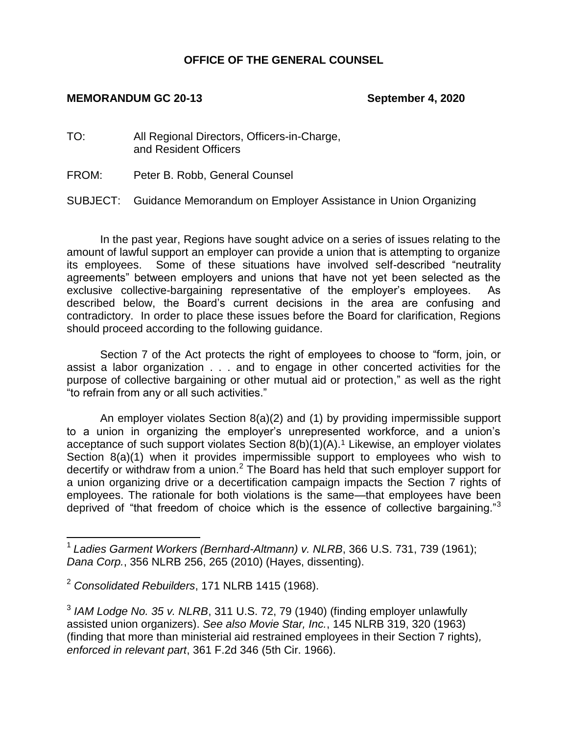**OFFICE OF THE GENERAL COUNSEL**

**MEMORANDUM GC 20-13** **September 4, 2020**

TO: All Regional Directors, Officers-in-Charge, and Resident Officers

FROM: Peter B. Robb, General Counsel

SUBJECT: Guidance Memorandum on Employer Assistance in Union Organizing

In the past year, Regions have sought advice on a series of issues relating to the amount of lawful support an employer can provide a union that is attempting to organize its employees. Some of these situations have involved self-described "neutrality agreements" between employers and unions that have not yet been selected as the exclusive collective-bargaining representative of the employer's employees. As described below, the Board's current decisions in the area are confusing and contradictory. In order to place these issues before the Board for clarification, Regions should proceed according to the following guidance.

Section 7 of the Act protects the right of employees to choose to "form, join, or assist a labor organization . . . and to engage in other concerted activities for the purpose of collective bargaining or other mutual aid or protection," as well as the right "to refrain from any or all such activities."

An employer violates Section 8(a)(2) and (1) by providing impermissible support to a union in organizing the employer's unrepresented workforce, and a union's acceptance of such support violates Section 8(b)(1)(A).[1] Likewise, an employer violates Section 8(a)(1) when it provides impermissible support to employees who wish to decertify or withdraw from a union.[2] The Board has held that such employer support for a union organizing drive or a decertification campaign impacts the Section 7 rights of employees. The rationale for both violations is the same—that employees have been deprived of "that freedom of choice which is the essence of collective bargaining."[3]

---

[1] *Ladies Garment Workers (Bernhard-Altmann) v. NLRB*, 366 U.S. 731, 739 (1961); *Dana Corp.*, 356 NLRB 256, 265 (2010) (Hayes, dissenting).

[2] *Consolidated Rebuilders*, 171 NLRB 1415 (1968).

[3] *IAM Lodge No. 35 v. NLRB*, 311 U.S. 72, 79 (1940) (finding employer unlawfully assisted union organizers). *See also Movie Star, Inc.*, 145 NLRB 319, 320 (1963) (finding that more than ministerial aid restrained employees in their Section 7 rights), *enforced in relevant part*, 361 F.2d 346 (5th Cir. 1966).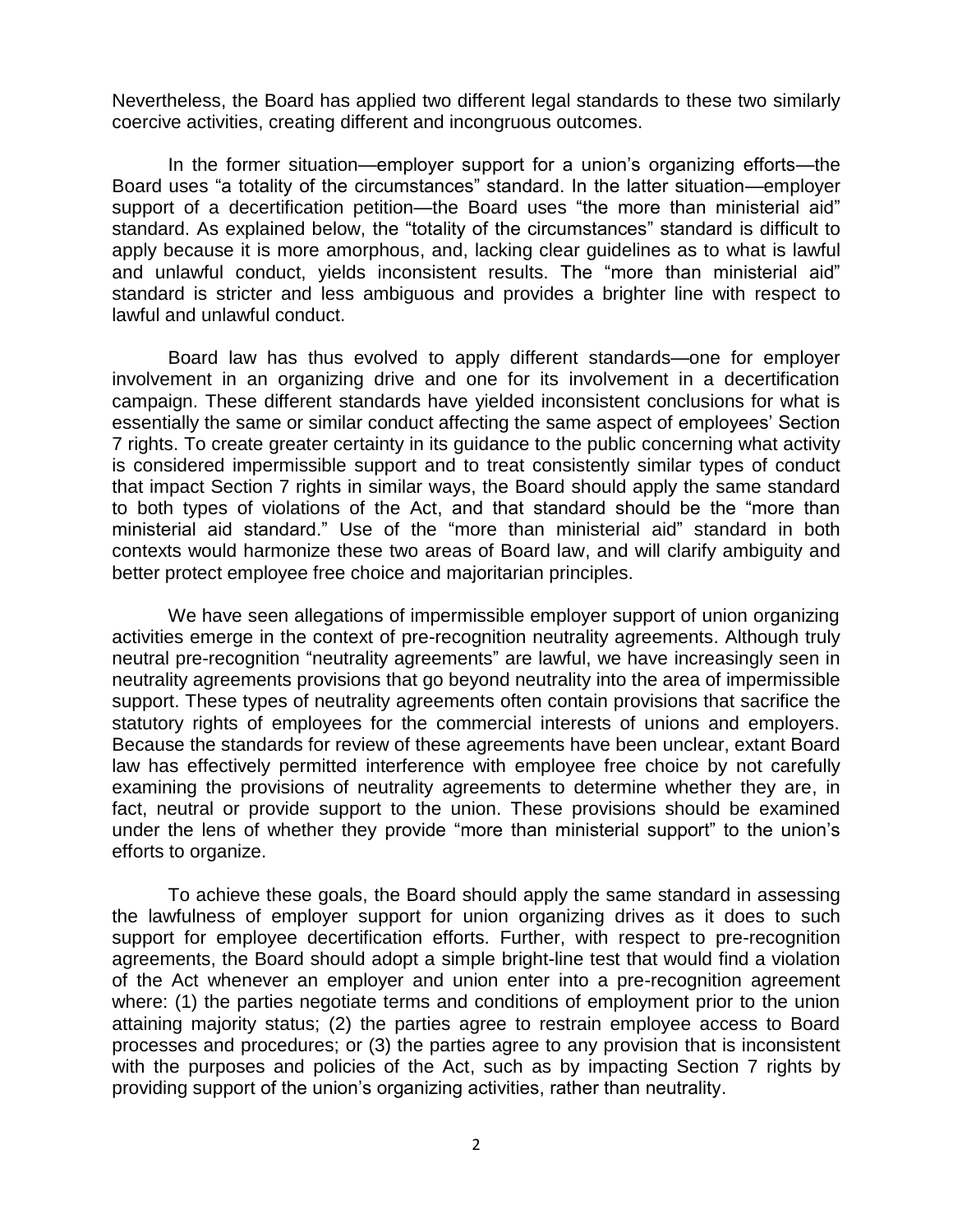Nevertheless, the Board has applied two different legal standards to these two similarly coercive activities, creating different and incongruous outcomes.

In the former situation—employer support for a union's organizing efforts—the Board uses "a totality of the circumstances" standard. In the latter situation—employer support of a decertification petition—the Board uses "the more than ministerial aid" standard. As explained below, the "totality of the circumstances" standard is difficult to apply because it is more amorphous, and, lacking clear guidelines as to what is lawful and unlawful conduct, yields inconsistent results. The "more than ministerial aid" standard is stricter and less ambiguous and provides a brighter line with respect to lawful and unlawful conduct.

Board law has thus evolved to apply different standards—one for employer involvement in an organizing drive and one for its involvement in a decertification campaign. These different standards have yielded inconsistent conclusions for what is essentially the same or similar conduct affecting the same aspect of employees' Section 7 rights. To create greater certainty in its guidance to the public concerning what activity is considered impermissible support and to treat consistently similar types of conduct that impact Section 7 rights in similar ways, the Board should apply the same standard to both types of violations of the Act, and that standard should be the "more than ministerial aid standard." Use of the "more than ministerial aid" standard in both contexts would harmonize these two areas of Board law, and will clarify ambiguity and better protect employee free choice and majoritarian principles.

We have seen allegations of impermissible employer support of union organizing activities emerge in the context of pre-recognition neutrality agreements. Although truly neutral pre-recognition "neutrality agreements" are lawful, we have increasingly seen in neutrality agreements provisions that go beyond neutrality into the area of impermissible support. These types of neutrality agreements often contain provisions that sacrifice the statutory rights of employees for the commercial interests of unions and employers. Because the standards for review of these agreements have been unclear, extant Board law has effectively permitted interference with employee free choice by not carefully examining the provisions of neutrality agreements to determine whether they are, in fact, neutral or provide support to the union. These provisions should be examined under the lens of whether they provide "more than ministerial support" to the union's efforts to organize.

To achieve these goals, the Board should apply the same standard in assessing the lawfulness of employer support for union organizing drives as it does to such support for employee decertification efforts. Further, with respect to pre-recognition agreements, the Board should adopt a simple bright-line test that would find a violation of the Act whenever an employer and union enter into a pre-recognition agreement where: (1) the parties negotiate terms and conditions of employment prior to the union attaining majority status; (2) the parties agree to restrain employee access to Board processes and procedures; or (3) the parties agree to any provision that is inconsistent with the purposes and policies of the Act, such as by impacting Section 7 rights by providing support of the union's organizing activities, rather than neutrality.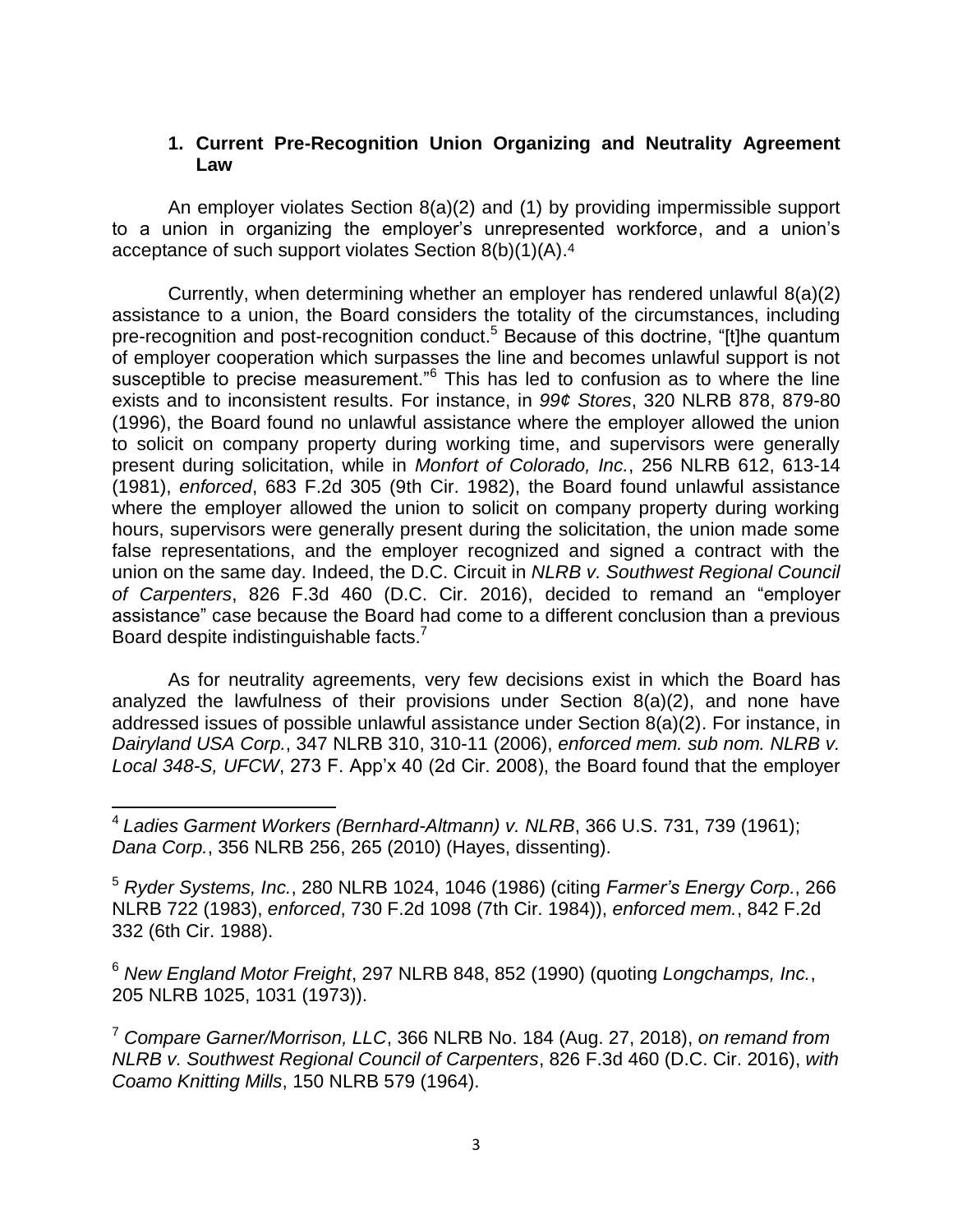### 1. Current Pre-Recognition Union Organizing and Neutrality Agreement Law

An employer violates Section 8(a)(2) and (1) by providing impermissible support to a union in organizing the employer's unrepresented workforce, and a union's acceptance of such support violates Section 8(b)(1)(A).[4]

Currently, when determining whether an employer has rendered unlawful 8(a)(2) assistance to a union, the Board considers the totality of the circumstances, including pre-recognition and post-recognition conduct.[5] Because of this doctrine, "[t]he quantum of employer cooperation which surpasses the line and becomes unlawful support is not susceptible to precise measurement."[6] This has led to confusion as to where the line exists and to inconsistent results. For instance, in *99¢ Stores*, 320 NLRB 878, 879-80 (1996), the Board found no unlawful assistance where the employer allowed the union to solicit on company property during working time, and supervisors were generally present during solicitation, while in *Monfort of Colorado, Inc.*, 256 NLRB 612, 613-14 (1981), *enforced*, 683 F.2d 305 (9th Cir. 1982), the Board found unlawful assistance where the employer allowed the union to solicit on company property during working hours, supervisors were generally present during the solicitation, the union made some false representations, and the employer recognized and signed a contract with the union on the same day. Indeed, the D.C. Circuit in *NLRB v. Southwest Regional Council of Carpenters*, 826 F.3d 460 (D.C. Cir. 2016), decided to remand an "employer assistance" case because the Board had come to a different conclusion than a previous Board despite indistinguishable facts.[7]

As for neutrality agreements, very few decisions exist in which the Board has analyzed the lawfulness of their provisions under Section 8(a)(2), and none have addressed issues of possible unlawful assistance under Section 8(a)(2). For instance, in *Dairyland USA Corp.*, 347 NLRB 310, 310-11 (2006), *enforced mem. sub nom. NLRB v. Local 348-S, UFCW*, 273 F. App'x 40 (2d Cir. 2008), the Board found that the employer

---

[4] *Ladies Garment Workers (Bernhard-Altmann) v. NLRB*, 366 U.S. 731, 739 (1961); *Dana Corp.*, 356 NLRB 256, 265 (2010) (Hayes, dissenting).

[5] *Ryder Systems, Inc.*, 280 NLRB 1024, 1046 (1986) (citing *Farmer's Energy Corp.*, 266 NLRB 722 (1983), *enforced*, 730 F.2d 1098 (7th Cir. 1984)), *enforced mem.*, 842 F.2d 332 (6th Cir. 1988).

[6] *New England Motor Freight*, 297 NLRB 848, 852 (1990) (quoting *Longchamps, Inc.*, 205 NLRB 1025, 1031 (1973)).

[7] *Compare Garner/Morrison, LLC*, 366 NLRB No. 184 (Aug. 27, 2018), *on remand from NLRB v. Southwest Regional Council of Carpenters*, 826 F.3d 460 (D.C. Cir. 2016), *with Coamo Knitting Mills*, 150 NLRB 579 (1964).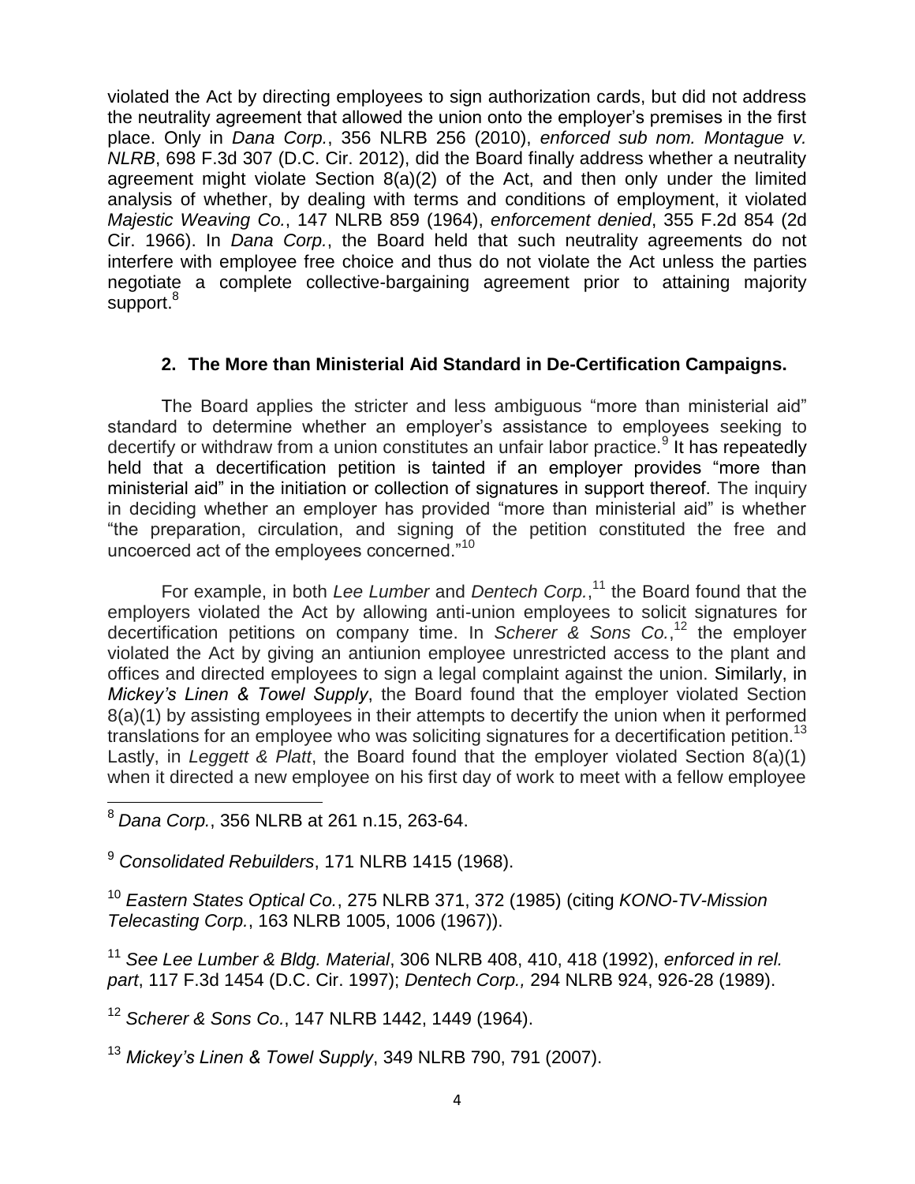violated the Act by directing employees to sign authorization cards, but did not address the neutrality agreement that allowed the union onto the employer's premises in the first place. Only in *Dana Corp.*, 356 NLRB 256 (2010), *enforced sub nom. Montague v. NLRB*, 698 F.3d 307 (D.C. Cir. 2012), did the Board finally address whether a neutrality agreement might violate Section 8(a)(2) of the Act, and then only under the limited analysis of whether, by dealing with terms and conditions of employment, it violated *Majestic Weaving Co.*, 147 NLRB 859 (1964), *enforcement denied*, 355 F.2d 854 (2d Cir. 1966). In *Dana Corp.*, the Board held that such neutrality agreements do not interfere with employee free choice and thus do not violate the Act unless the parties negotiate a complete collective-bargaining agreement prior to attaining majority support.[8]

### 2. The More than Ministerial Aid Standard in De-Certification Campaigns.

The Board applies the stricter and less ambiguous "more than ministerial aid" standard to determine whether an employer's assistance to employees seeking to decertify or withdraw from a union constitutes an unfair labor practice.[9] It has repeatedly held that a decertification petition is tainted if an employer provides "more than ministerial aid" in the initiation or collection of signatures in support thereof. The inquiry in deciding whether an employer has provided "more than ministerial aid" is whether "the preparation, circulation, and signing of the petition constituted the free and uncoerced act of the employees concerned."[10]

For example, in both *Lee Lumber* and *Dentech Corp.*,[11] the Board found that the employers violated the Act by allowing anti-union employees to solicit signatures for decertification petitions on company time. In *Scherer & Sons Co.*,[12] the employer violated the Act by giving an antiunion employee unrestricted access to the plant and offices and directed employees to sign a legal complaint against the union. Similarly, in *Mickey's Linen & Towel Supply*, the Board found that the employer violated Section 8(a)(1) by assisting employees in their attempts to decertify the union when it performed translations for an employee who was soliciting signatures for a decertification petition.[13] Lastly, in *Leggett & Platt*, the Board found that the employer violated Section 8(a)(1) when it directed a new employee on his first day of work to meet with a fellow employee

---

[8] *Dana Corp.*, 356 NLRB at 261 n.15, 263-64.

[9] *Consolidated Rebuilders*, 171 NLRB 1415 (1968).

[10] *Eastern States Optical Co.*, 275 NLRB 371, 372 (1985) (citing *KONO-TV-Mission Telecasting Corp.*, 163 NLRB 1005, 1006 (1967)).

[11] *See Lee Lumber & Bldg. Material*, 306 NLRB 408, 410, 418 (1992), *enforced in rel. part*, 117 F.3d 1454 (D.C. Cir. 1997); *Dentech Corp.,* 294 NLRB 924, 926-28 (1989).

[12] *Scherer & Sons Co.*, 147 NLRB 1442, 1449 (1964).

[13] *Mickey's Linen & Towel Supply*, 349 NLRB 790, 791 (2007).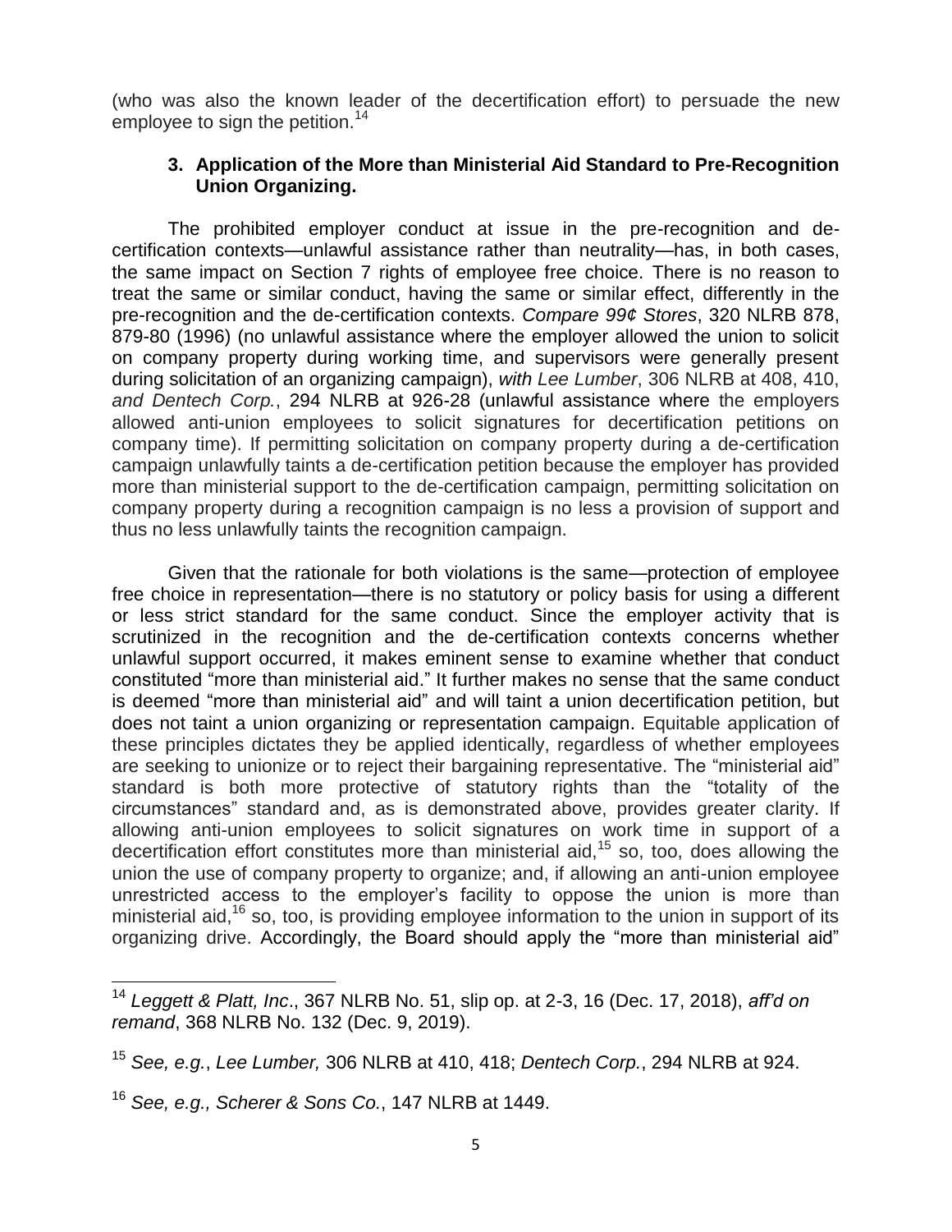(who was also the known leader of the decertification effort) to persuade the new employee to sign the petition.[14]

### 3. Application of the More than Ministerial Aid Standard to Pre-Recognition Union Organizing.

The prohibited employer conduct at issue in the pre-recognition and de-certification contexts—unlawful assistance rather than neutrality—has, in both cases, the same impact on Section 7 rights of employee free choice. There is no reason to treat the same or similar conduct, having the same or similar effect, differently in the pre-recognition and the de-certification contexts. *Compare 99¢ Stores*, 320 NLRB 878, 879-80 (1996) (no unlawful assistance where the employer allowed the union to solicit on company property during working time, and supervisors were generally present during solicitation of an organizing campaign), *with Lee Lumber*, 306 NLRB at 408, 410, *and Dentech Corp.*, 294 NLRB at 926-28 (unlawful assistance where the employers allowed anti-union employees to solicit signatures for decertification petitions on company time). If permitting solicitation on company property during a de-certification campaign unlawfully taints a de-certification petition because the employer has provided more than ministerial support to the de-certification campaign, permitting solicitation on company property during a recognition campaign is no less a provision of support and thus no less unlawfully taints the recognition campaign.

Given that the rationale for both violations is the same—protection of employee free choice in representation—there is no statutory or policy basis for using a different or less strict standard for the same conduct. Since the employer activity that is scrutinized in the recognition and the de-certification contexts concerns whether unlawful support occurred, it makes eminent sense to examine whether that conduct constituted "more than ministerial aid." It further makes no sense that the same conduct is deemed "more than ministerial aid" and will taint a union decertification petition, but does not taint a union organizing or representation campaign. Equitable application of these principles dictates they be applied identically, regardless of whether employees are seeking to unionize or to reject their bargaining representative. The "ministerial aid" standard is both more protective of statutory rights than the "totality of the circumstances" standard and, as is demonstrated above, provides greater clarity. If allowing anti-union employees to solicit signatures on work time in support of a decertification effort constitutes more than ministerial aid,[15] so, too, does allowing the union the use of company property to organize; and, if allowing an anti-union employee unrestricted access to the employer's facility to oppose the union is more than ministerial aid,[16] so, too, is providing employee information to the union in support of its organizing drive. Accordingly, the Board should apply the "more than ministerial aid"

---

[14] *Leggett & Platt, Inc*., 367 NLRB No. 51, slip op. at 2-3, 16 (Dec. 17, 2018), *aff'd on remand*, 368 NLRB No. 132 (Dec. 9, 2019).

[15] *See, e.g.*, *Lee Lumber,* 306 NLRB at 410, 418; *Dentech Corp.*, 294 NLRB at 924.

[16] *See, e.g., Scherer & Sons Co.*, 147 NLRB at 1449.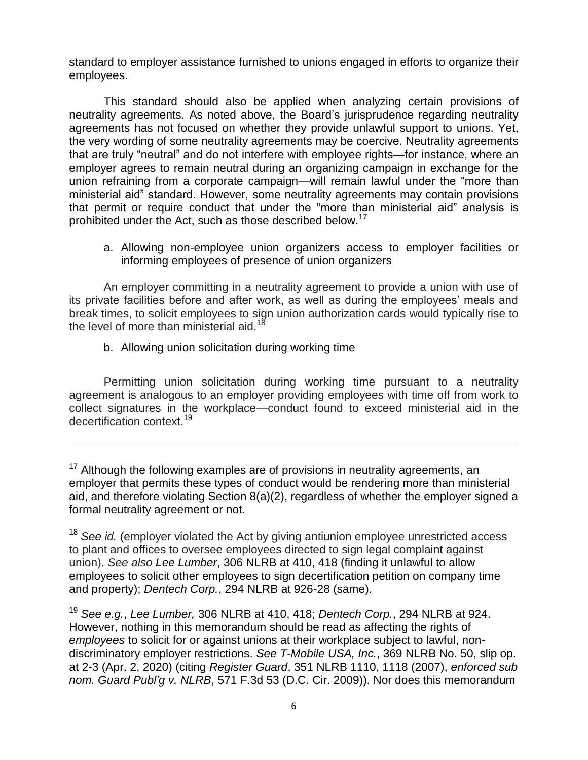standard to employer assistance furnished to unions engaged in efforts to organize their employees.

This standard should also be applied when analyzing certain provisions of neutrality agreements. As noted above, the Board's jurisprudence regarding neutrality agreements has not focused on whether they provide unlawful support to unions. Yet, the very wording of some neutrality agreements may be coercive. Neutrality agreements that are truly "neutral" and do not interfere with employee rights—for instance, where an employer agrees to remain neutral during an organizing campaign in exchange for the union refraining from a corporate campaign—will remain lawful under the "more than ministerial aid" standard. However, some neutrality agreements may contain provisions that permit or require conduct that under the "more than ministerial aid" analysis is prohibited under the Act, such as those described below.[17]

a. Allowing non-employee union organizers access to employer facilities or informing employees of presence of union organizers

An employer committing in a neutrality agreement to provide a union with use of its private facilities before and after work, as well as during the employees' meals and break times, to solicit employees to sign union authorization cards would typically rise to the level of more than ministerial aid.[18]

b. Allowing union solicitation during working time

Permitting union solicitation during working time pursuant to a neutrality agreement is analogous to an employer providing employees with time off from work to collect signatures in the workplace—conduct found to exceed ministerial aid in the decertification context.[19]

---

[17] Although the following examples are of provisions in neutrality agreements, an employer that permits these types of conduct would be rendering more than ministerial aid, and therefore violating Section 8(a)(2), regardless of whether the employer signed a formal neutrality agreement or not.

[18] *See id.* (employer violated the Act by giving antiunion employee unrestricted access to plant and offices to oversee employees directed to sign legal complaint against union). *See also Lee Lumber*, 306 NLRB at 410, 418 (finding it unlawful to allow employees to solicit other employees to sign decertification petition on company time and property); *Dentech Corp.*, 294 NLRB at 926-28 (same).

[19] *See e.g.*, *Lee Lumber,* 306 NLRB at 410, 418; *Dentech Corp.*, 294 NLRB at 924. However, nothing in this memorandum should be read as affecting the rights of *employees* to solicit for or against unions at their workplace subject to lawful, non-discriminatory employer restrictions. *See T-Mobile USA, Inc.*, 369 NLRB No. 50, slip op. at 2-3 (Apr. 2, 2020) (citing *Register Guard*, 351 NLRB 1110, 1118 (2007), *enforced sub nom. Guard Publ'g v. NLRB*, 571 F.3d 53 (D.C. Cir. 2009)). Nor does this memorandum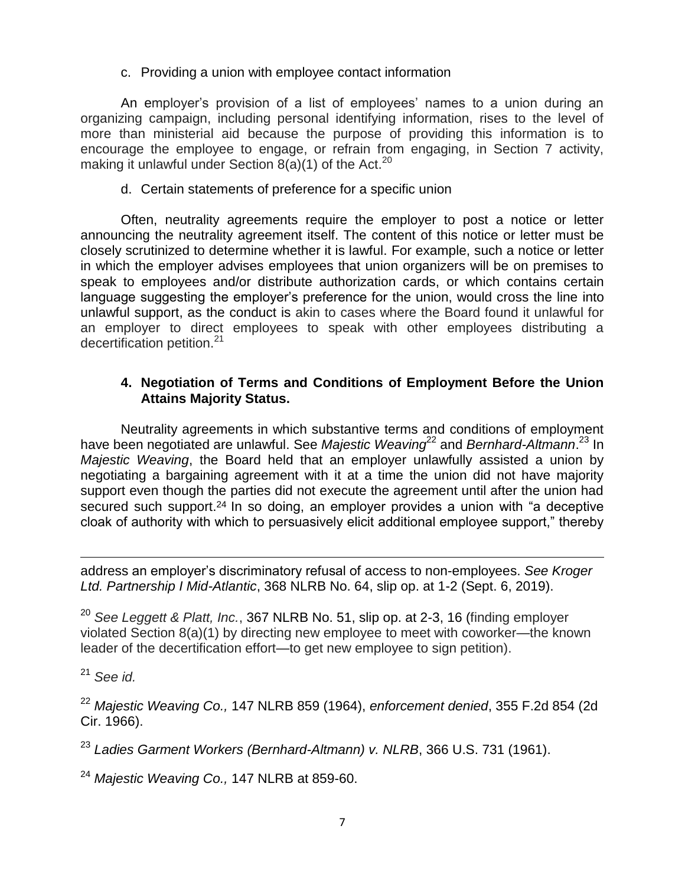c. Providing a union with employee contact information

An employer's provision of a list of employees' names to a union during an organizing campaign, including personal identifying information, rises to the level of more than ministerial aid because the purpose of providing this information is to encourage the employee to engage, or refrain from engaging, in Section 7 activity, making it unlawful under Section 8(a)(1) of the Act.[20]

d. Certain statements of preference for a specific union

Often, neutrality agreements require the employer to post a notice or letter announcing the neutrality agreement itself. The content of this notice or letter must be closely scrutinized to determine whether it is lawful. For example, such a notice or letter in which the employer advises employees that union organizers will be on premises to speak to employees and/or distribute authorization cards, or which contains certain language suggesting the employer's preference for the union, would cross the line into unlawful support, as the conduct is akin to cases where the Board found it unlawful for an employer to direct employees to speak with other employees distributing a decertification petition.[21]

### 4. Negotiation of Terms and Conditions of Employment Before the Union Attains Majority Status.

Neutrality agreements in which substantive terms and conditions of employment have been negotiated are unlawful. See *Majestic Weaving*[22] and *Bernhard-Altmann*.[23] In *Majestic Weaving*, the Board held that an employer unlawfully assisted a union by negotiating a bargaining agreement with it at a time the union did not have majority support even though the parties did not execute the agreement until after the union had secured such support.[24] In so doing, an employer provides a union with "a deceptive cloak of authority with which to persuasively elicit additional employee support," thereby

---

address an employer's discriminatory refusal of access to non-employees. *See Kroger Ltd. Partnership I Mid-Atlantic*, 368 NLRB No. 64, slip op. at 1-2 (Sept. 6, 2019).

[20] *See Leggett & Platt, Inc.*, 367 NLRB No. 51, slip op. at 2-3, 16 (finding employer violated Section 8(a)(1) by directing new employee to meet with coworker—the known leader of the decertification effort—to get new employee to sign petition).

[21] *See id.*

[22] *Majestic Weaving Co.,* 147 NLRB 859 (1964), *enforcement denied*, 355 F.2d 854 (2d Cir. 1966).

[23] *Ladies Garment Workers (Bernhard-Altmann) v. NLRB*, 366 U.S. 731 (1961).

[24] *Majestic Weaving Co.,* 147 NLRB at 859-60.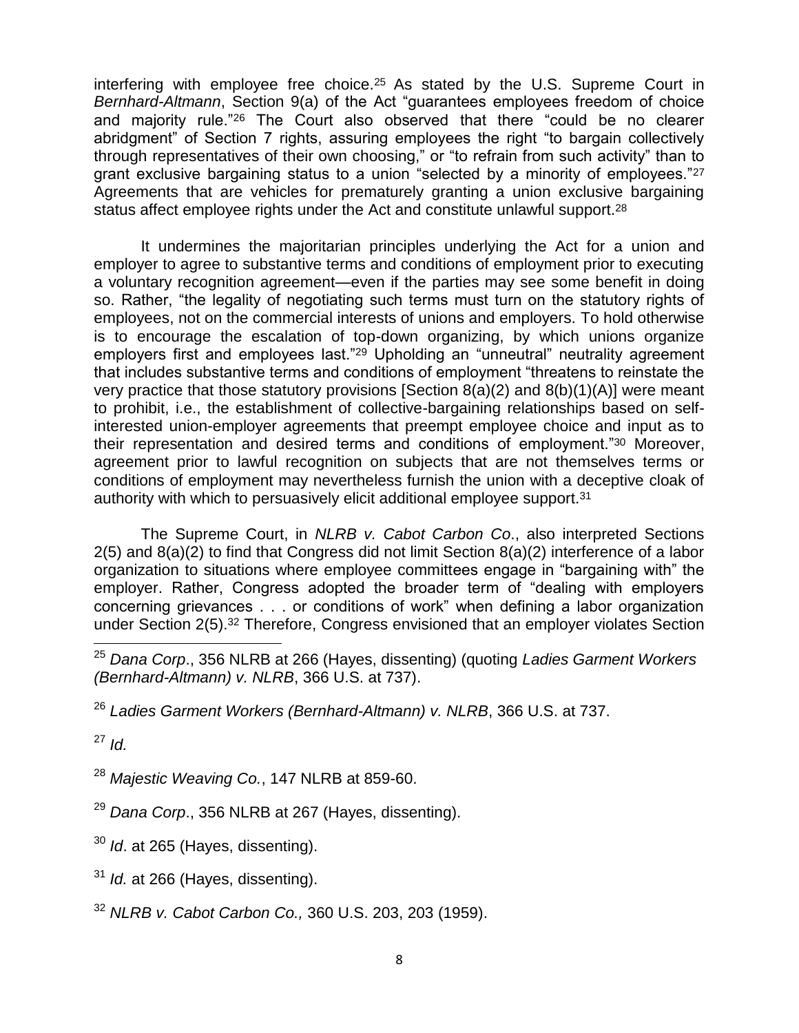interfering with employee free choice.[25] As stated by the U.S. Supreme Court in *Bernhard-Altmann*, Section 9(a) of the Act "guarantees employees freedom of choice and majority rule."[26] The Court also observed that there "could be no clearer abridgment" of Section 7 rights, assuring employees the right "to bargain collectively through representatives of their own choosing," or "to refrain from such activity" than to grant exclusive bargaining status to a union "selected by a minority of employees."[27] Agreements that are vehicles for prematurely granting a union exclusive bargaining status affect employee rights under the Act and constitute unlawful support.[28]

It undermines the majoritarian principles underlying the Act for a union and employer to agree to substantive terms and conditions of employment prior to executing a voluntary recognition agreement—even if the parties may see some benefit in doing so. Rather, "the legality of negotiating such terms must turn on the statutory rights of employees, not on the commercial interests of unions and employers. To hold otherwise is to encourage the escalation of top-down organizing, by which unions organize employers first and employees last."[29] Upholding an "unneutral" neutrality agreement that includes substantive terms and conditions of employment "threatens to reinstate the very practice that those statutory provisions [Section 8(a)(2) and 8(b)(1)(A)] were meant to prohibit, i.e., the establishment of collective-bargaining relationships based on self-interested union-employer agreements that preempt employee choice and input as to their representation and desired terms and conditions of employment."[30] Moreover, agreement prior to lawful recognition on subjects that are not themselves terms or conditions of employment may nevertheless furnish the union with a deceptive cloak of authority with which to persuasively elicit additional employee support.[31]

The Supreme Court, in *NLRB v. Cabot Carbon Co*., also interpreted Sections 2(5) and 8(a)(2) to find that Congress did not limit Section 8(a)(2) interference of a labor organization to situations where employee committees engage in "bargaining with" the employer. Rather, Congress adopted the broader term of "dealing with employers concerning grievances . . . or conditions of work" when defining a labor organization under Section 2(5).[32] Therefore, Congress envisioned that an employer violates Section

---

[25] *Dana Corp*., 356 NLRB at 266 (Hayes, dissenting) (quoting *Ladies Garment Workers (Bernhard-Altmann) v. NLRB*, 366 U.S. at 737).

[26] *Ladies Garment Workers (Bernhard-Altmann) v. NLRB*, 366 U.S. at 737.

[27] *Id.*

[28] *Majestic Weaving Co.*, 147 NLRB at 859-60.

[29] *Dana Corp*., 356 NLRB at 267 (Hayes, dissenting).

[30] *Id*. at 265 (Hayes, dissenting).

[31] *Id.* at 266 (Hayes, dissenting).

[32] *NLRB v. Cabot Carbon Co.,* 360 U.S. 203, 203 (1959).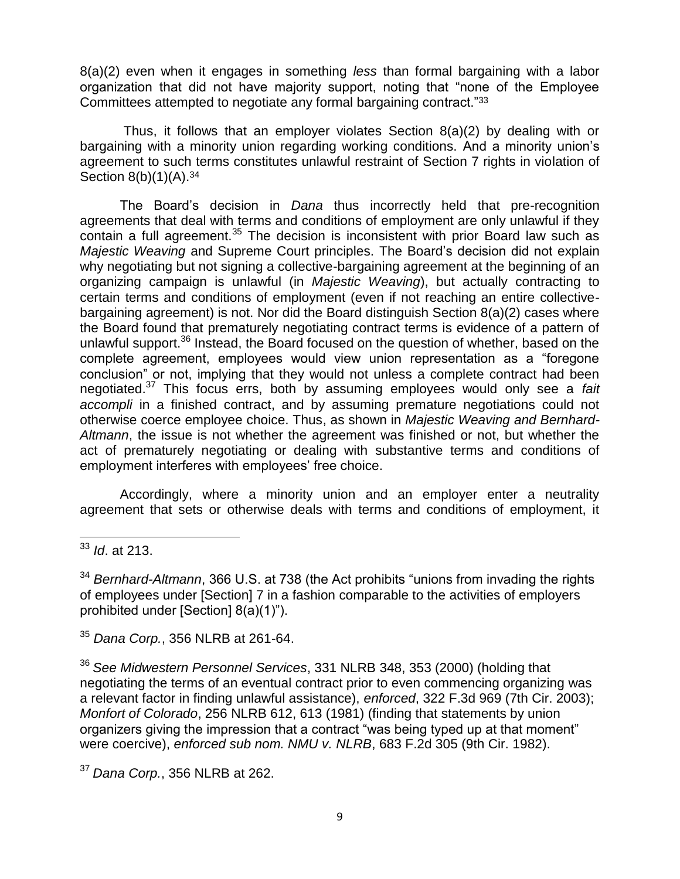8(a)(2) even when it engages in something *less* than formal bargaining with a labor organization that did not have majority support, noting that "none of the Employee Committees attempted to negotiate any formal bargaining contract."[33]

Thus, it follows that an employer violates Section 8(a)(2) by dealing with or bargaining with a minority union regarding working conditions. And a minority union's agreement to such terms constitutes unlawful restraint of Section 7 rights in violation of Section 8(b)(1)(A).[34]

The Board's decision in *Dana* thus incorrectly held that pre-recognition agreements that deal with terms and conditions of employment are only unlawful if they contain a full agreement.[35] The decision is inconsistent with prior Board law such as *Majestic Weaving* and Supreme Court principles. The Board's decision did not explain why negotiating but not signing a collective-bargaining agreement at the beginning of an organizing campaign is unlawful (in *Majestic Weaving*), but actually contracting to certain terms and conditions of employment (even if not reaching an entire collective-bargaining agreement) is not. Nor did the Board distinguish Section 8(a)(2) cases where the Board found that prematurely negotiating contract terms is evidence of a pattern of unlawful support.[36] Instead, the Board focused on the question of whether, based on the complete agreement, employees would view union representation as a "foregone conclusion" or not, implying that they would not unless a complete contract had been negotiated.[37] This focus errs, both by assuming employees would only see a *fait accompli* in a finished contract, and by assuming premature negotiations could not otherwise coerce employee choice. Thus, as shown in *Majestic Weaving and Bernhard-Altmann*, the issue is not whether the agreement was finished or not, but whether the act of prematurely negotiating or dealing with substantive terms and conditions of employment interferes with employees' free choice.

Accordingly, where a minority union and an employer enter a neutrality agreement that sets or otherwise deals with terms and conditions of employment, it

---

[33] *Id*. at 213.

[34] *Bernhard-Altmann*, 366 U.S. at 738 (the Act prohibits "unions from invading the rights of employees under [Section] 7 in a fashion comparable to the activities of employers prohibited under [Section] 8(a)(1)").

[35] *Dana Corp.*, 356 NLRB at 261-64.

[36] *See Midwestern Personnel Services*, 331 NLRB 348, 353 (2000) (holding that negotiating the terms of an eventual contract prior to even commencing organizing was a relevant factor in finding unlawful assistance), *enforced*, 322 F.3d 969 (7th Cir. 2003); *Monfort of Colorado*, 256 NLRB 612, 613 (1981) (finding that statements by union organizers giving the impression that a contract "was being typed up at that moment" were coercive), *enforced sub nom. NMU v. NLRB*, 683 F.2d 305 (9th Cir. 1982).

[37] *Dana Corp.*, 356 NLRB at 262.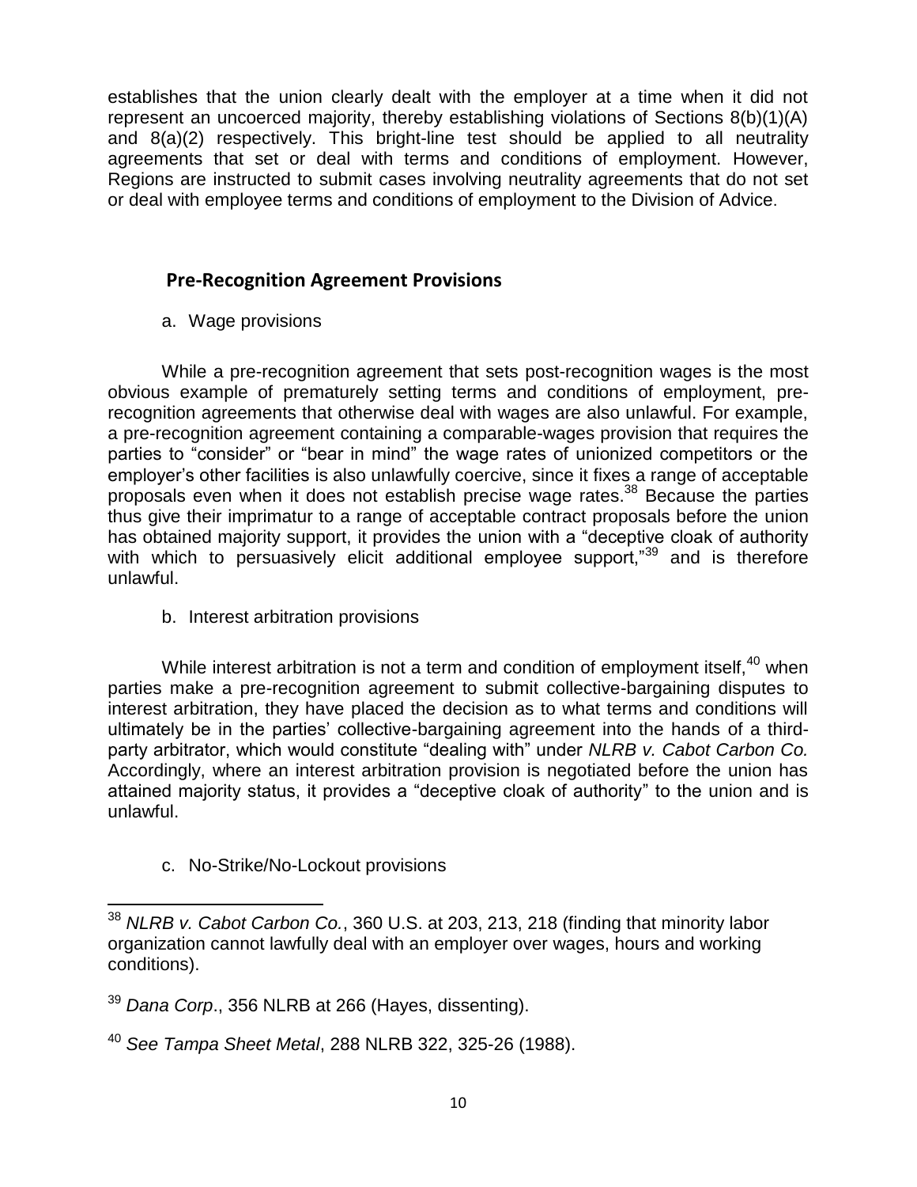establishes that the union clearly dealt with the employer at a time when it did not represent an uncoerced majority, thereby establishing violations of Sections 8(b)(1)(A) and 8(a)(2) respectively. This bright-line test should be applied to all neutrality agreements that set or deal with terms and conditions of employment. However, Regions are instructed to submit cases involving neutrality agreements that do not set or deal with employee terms and conditions of employment to the Division of Advice.

## Pre-Recognition Agreement Provisions

a. Wage provisions

While a pre-recognition agreement that sets post-recognition wages is the most obvious example of prematurely setting terms and conditions of employment, pre-recognition agreements that otherwise deal with wages are also unlawful. For example, a pre-recognition agreement containing a comparable-wages provision that requires the parties to "consider" or "bear in mind" the wage rates of unionized competitors or the employer's other facilities is also unlawfully coercive, since it fixes a range of acceptable proposals even when it does not establish precise wage rates.[38] Because the parties thus give their imprimatur to a range of acceptable contract proposals before the union has obtained majority support, it provides the union with a "deceptive cloak of authority with which to persuasively elicit additional employee support,"[39] and is therefore unlawful.

b. Interest arbitration provisions

While interest arbitration is not a term and condition of employment itself,[40] when parties make a pre-recognition agreement to submit collective-bargaining disputes to interest arbitration, they have placed the decision as to what terms and conditions will ultimately be in the parties' collective-bargaining agreement into the hands of a third-party arbitrator, which would constitute "dealing with" under *NLRB v. Cabot Carbon Co.* Accordingly, where an interest arbitration provision is negotiated before the union has attained majority status, it provides a "deceptive cloak of authority" to the union and is unlawful.

c. No-Strike/No-Lockout provisions

---

[38] *NLRB v. Cabot Carbon Co.*, 360 U.S. at 203, 213, 218 (finding that minority labor organization cannot lawfully deal with an employer over wages, hours and working conditions).

[39] *Dana Corp*., 356 NLRB at 266 (Hayes, dissenting).

[40] *See Tampa Sheet Metal*, 288 NLRB 322, 325-26 (1988).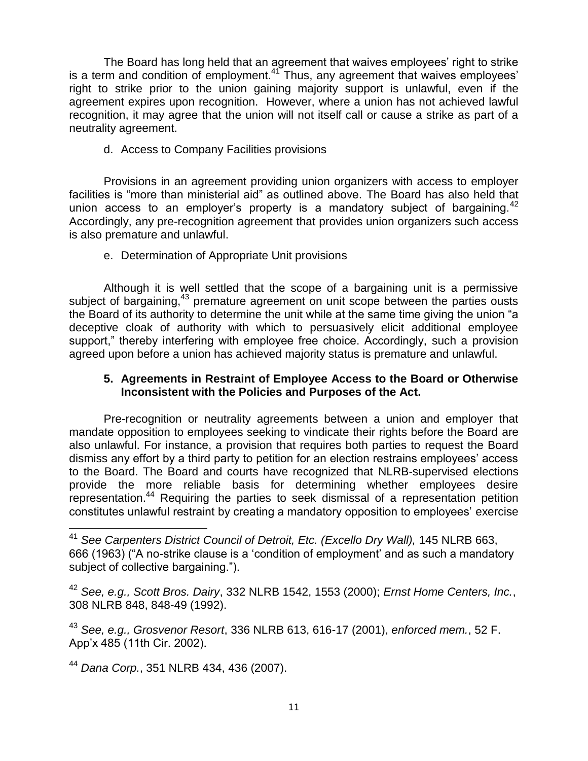The Board has long held that an agreement that waives employees' right to strike is a term and condition of employment.[41] Thus, any agreement that waives employees' right to strike prior to the union gaining majority support is unlawful, even if the agreement expires upon recognition. However, where a union has not achieved lawful recognition, it may agree that the union will not itself call or cause a strike as part of a neutrality agreement.

d. Access to Company Facilities provisions

Provisions in an agreement providing union organizers with access to employer facilities is "more than ministerial aid" as outlined above. The Board has also held that union access to an employer's property is a mandatory subject of bargaining.[42] Accordingly, any pre-recognition agreement that provides union organizers such access is also premature and unlawful.

e. Determination of Appropriate Unit provisions

Although it is well settled that the scope of a bargaining unit is a permissive subject of bargaining,[43] premature agreement on unit scope between the parties ousts the Board of its authority to determine the unit while at the same time giving the union "a deceptive cloak of authority with which to persuasively elicit additional employee support," thereby interfering with employee free choice. Accordingly, such a provision agreed upon before a union has achieved majority status is premature and unlawful.

### 5. Agreements in Restraint of Employee Access to the Board or Otherwise Inconsistent with the Policies and Purposes of the Act.

Pre-recognition or neutrality agreements between a union and employer that mandate opposition to employees seeking to vindicate their rights before the Board are also unlawful. For instance, a provision that requires both parties to request the Board dismiss any effort by a third party to petition for an election restrains employees' access to the Board. The Board and courts have recognized that NLRB-supervised elections provide the more reliable basis for determining whether employees desire representation.[44] Requiring the parties to seek dismissal of a representation petition constitutes unlawful restraint by creating a mandatory opposition to employees' exercise

---

[41] *See Carpenters District Council of Detroit, Etc. (Excello Dry Wall),* 145 NLRB 663, 666 (1963) ("A no-strike clause is a 'condition of employment' and as such a mandatory subject of collective bargaining.").

[42] *See, e.g., Scott Bros. Dairy*, 332 NLRB 1542, 1553 (2000); *Ernst Home Centers, Inc.*, 308 NLRB 848, 848-49 (1992).

[43] *See, e.g., Grosvenor Resort*, 336 NLRB 613, 616-17 (2001), *enforced mem.*, 52 F. App'x 485 (11th Cir. 2002).

[44] *Dana Corp.*, 351 NLRB 434, 436 (2007).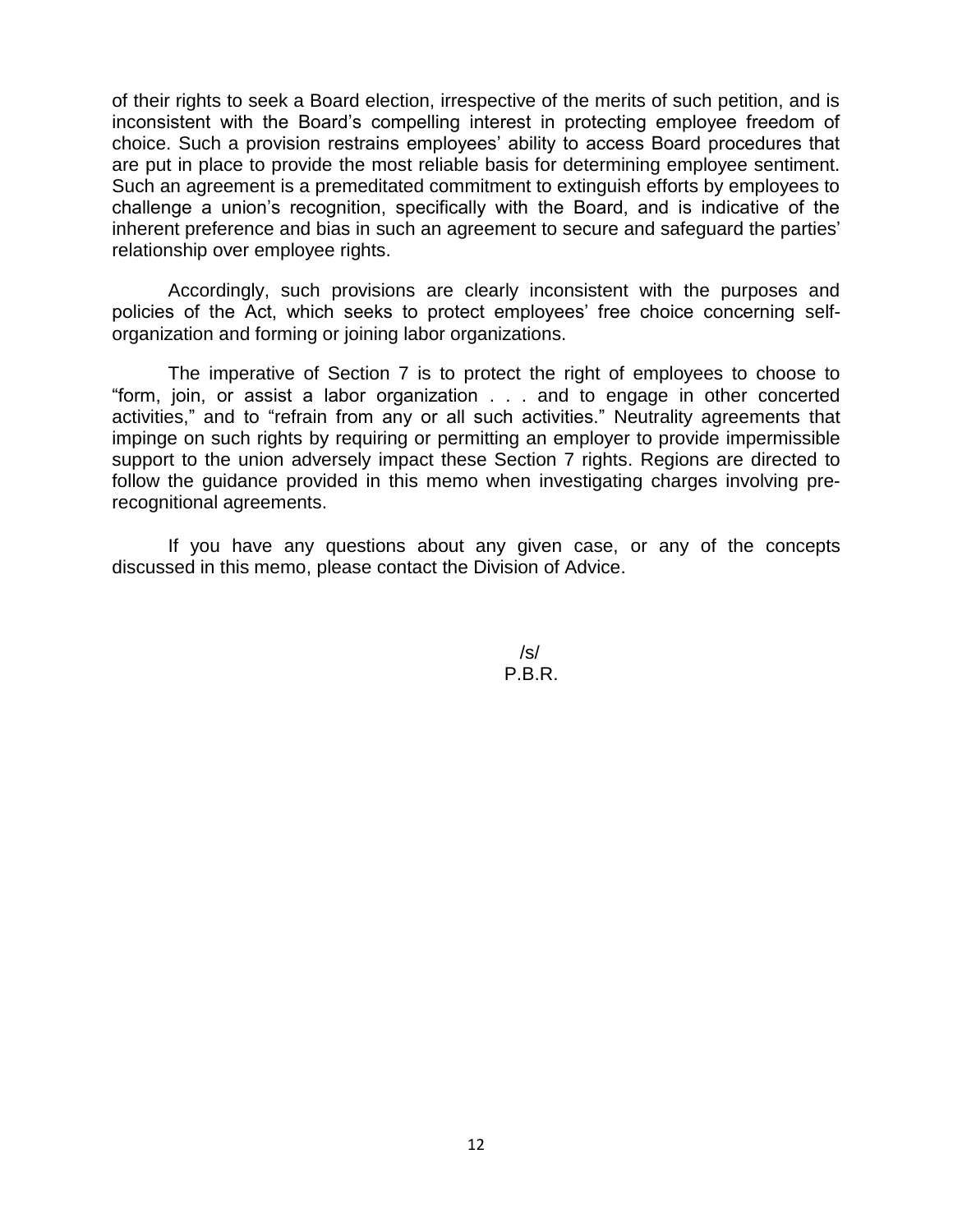of their rights to seek a Board election, irrespective of the merits of such petition, and is inconsistent with the Board's compelling interest in protecting employee freedom of choice. Such a provision restrains employees' ability to access Board procedures that are put in place to provide the most reliable basis for determining employee sentiment. Such an agreement is a premeditated commitment to extinguish efforts by employees to challenge a union's recognition, specifically with the Board, and is indicative of the inherent preference and bias in such an agreement to secure and safeguard the parties' relationship over employee rights.

Accordingly, such provisions are clearly inconsistent with the purposes and policies of the Act, which seeks to protect employees' free choice concerning self-organization and forming or joining labor organizations.

The imperative of Section 7 is to protect the right of employees to choose to "form, join, or assist a labor organization . . . and to engage in other concerted activities," and to "refrain from any or all such activities." Neutrality agreements that impinge on such rights by requiring or permitting an employer to provide impermissible support to the union adversely impact these Section 7 rights. Regions are directed to follow the guidance provided in this memo when investigating charges involving pre-recognitional agreements.

If you have any questions about any given case, or any of the concepts discussed in this memo, please contact the Division of Advice.

/s/
P.B.R.